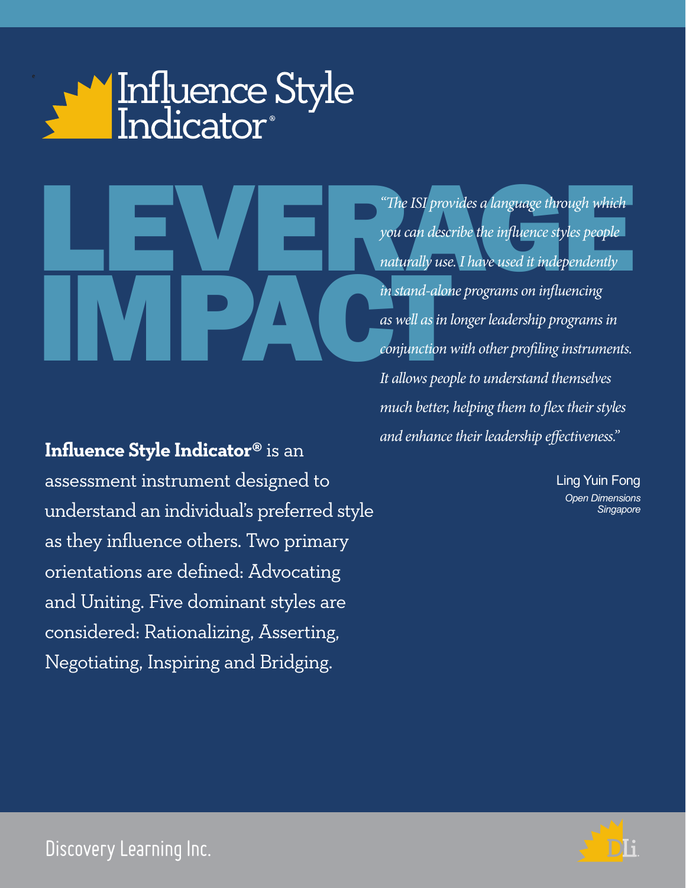# Influence Style Indicator®

# LEVERAGE IMPACT

*"The ISI provides a language through which you can describe the influence styles people naturally use. I have used it independently in stand-alone programs on influencing as well as in longer leadership programs in conjunction with other profiling instruments. It allows people to understand themselves much better, helping them to flex their styles and enhance their leadership effectiveness."*

Ling Yuin Fong
*Open Dimensions*
*Singapore*

**Influence Style Indicator®** is an assessment instrument designed to understand an individual's preferred style as they influence others. Two primary orientations are defined: Advocating and Uniting. Five dominant styles are considered: Rationalizing, Asserting, Negotiating, Inspiring and Bridging.

Discovery Learning Inc.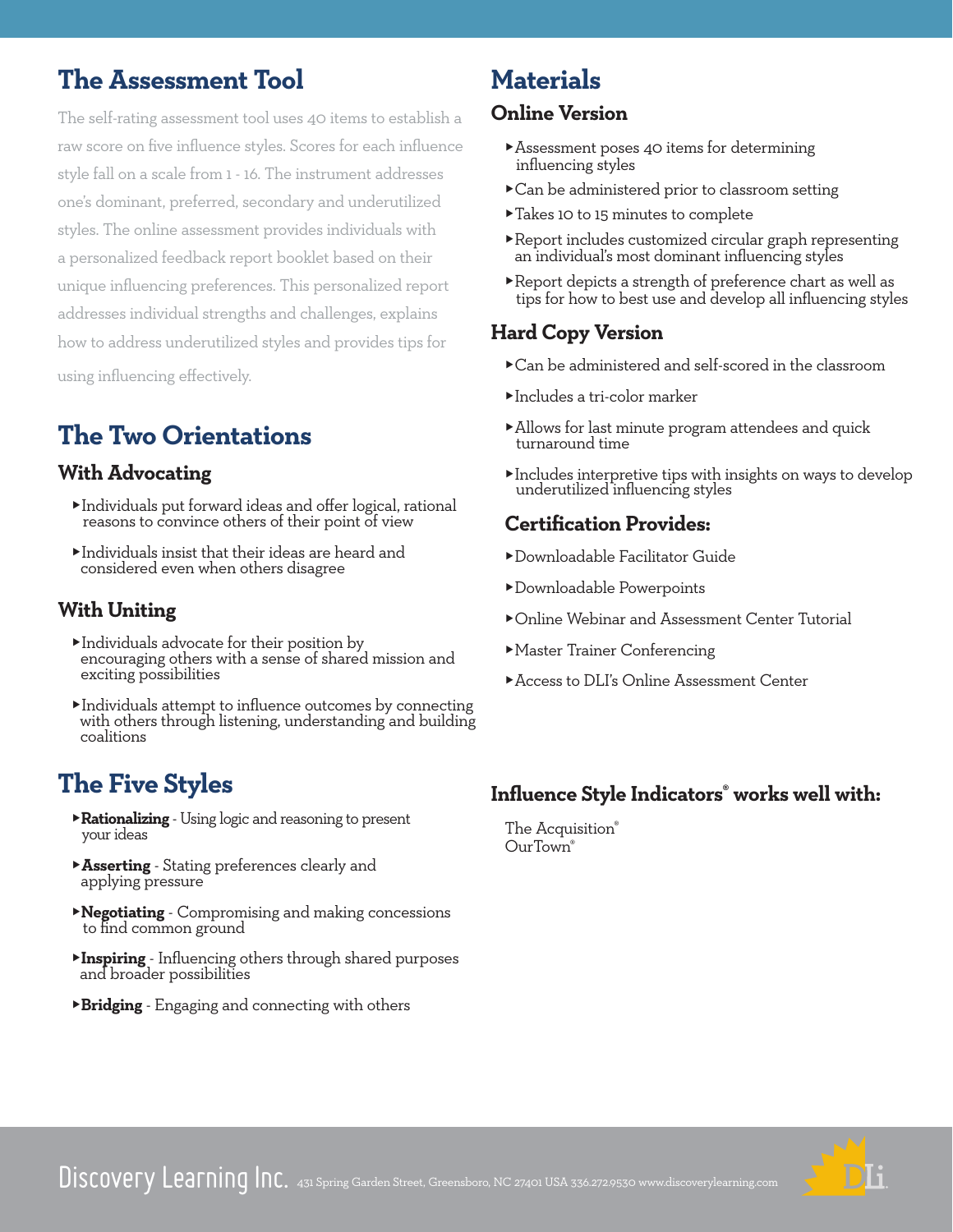## The Assessment Tool

The self-rating assessment tool uses 40 items to establish a raw score on five influence styles. Scores for each influence style fall on a scale from 1 - 16. The instrument addresses one's dominant, preferred, secondary and underutilized styles. The online assessment provides individuals with a personalized feedback report booklet based on their unique influencing preferences. This personalized report addresses individual strengths and challenges, explains how to address underutilized styles and provides tips for using influencing effectively.

## The Two Orientations

### With Advocating

- Individuals put forward ideas and offer logical, rational reasons to convince others of their point of view
- Individuals insist that their ideas are heard and considered even when others disagree

### With Uniting

- Individuals advocate for their position by encouraging others with a sense of shared mission and exciting possibilities
- Individuals attempt to influence outcomes by connecting with others through listening, understanding and building coalitions

## The Five Styles

- **Rationalizing** - Using logic and reasoning to present your ideas
- **Asserting** - Stating preferences clearly and applying pressure
- **Negotiating** - Compromising and making concessions to find common ground
- **Inspiring** - Influencing others through shared purposes and broader possibilities
- **Bridging** - Engaging and connecting with others

## Materials

### Online Version

- Assessment poses 40 items for determining influencing styles
- Can be administered prior to classroom setting
- Takes 10 to 15 minutes to complete
- Report includes customized circular graph representing an individual's most dominant influencing styles
- Report depicts a strength of preference chart as well as tips for how to best use and develop all influencing styles

### Hard Copy Version

- Can be administered and self-scored in the classroom
- Includes a tri-color marker
- Allows for last minute program attendees and quick turnaround time
- Includes interpretive tips with insights on ways to develop underutilized influencing styles

### Certification Provides:

- Downloadable Facilitator Guide
- Downloadable Powerpoints
- Online Webinar and Assessment Center Tutorial
- Master Trainer Conferencing
- Access to DLI's Online Assessment Center

### Influence Style Indicators® works well with:

The Acquisition®
OurTown®

Discovery Learning Inc. 431 Spring Garden Street, Greensboro, NC 27401 USA 336.272.9530 www.discoverylearning.com